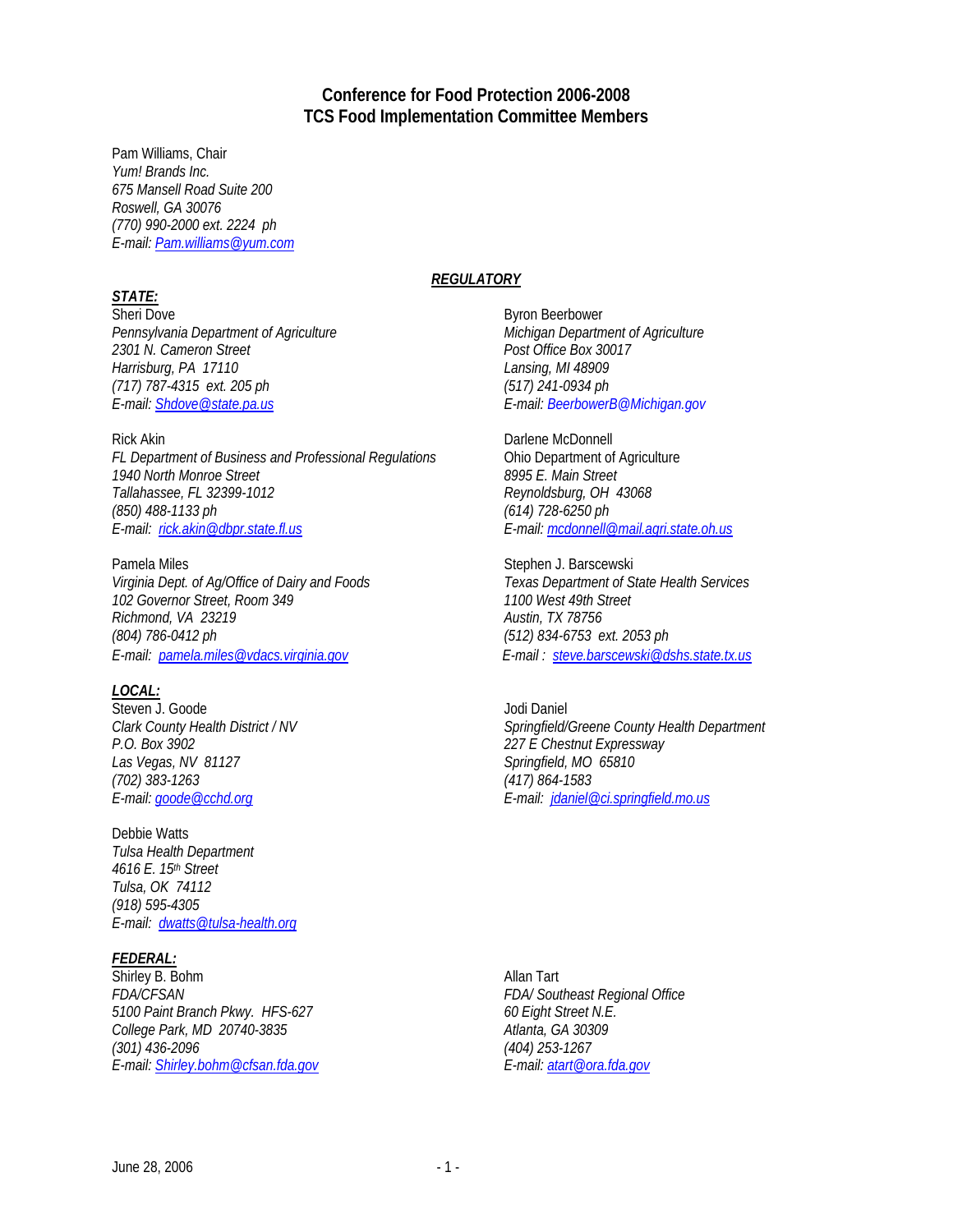# Conference for Food Protection 2006-2008
# TCS Food Implementation Committee Members

Pam Williams, Chair
*Yum! Brands Inc.*
*675 Mansell Road Suite 200*
*Roswell, GA 30076*
*(770) 990-2000 ext. 2224 ph*
*E-mail: Pam.williams@yum.com*

## *REGULATORY*

### *STATE:*

Sheri Dove
*Pennsylvania Department of Agriculture*
*2301 N. Cameron Street*
*Harrisburg, PA 17110*
*(717) 787-4315 ext. 205 ph*
*E-mail: Shdove@state.pa.us*

Byron Beerbower
*Michigan Department of Agriculture*
*Post Office Box 30017*
*Lansing, MI 48909*
*(517) 241-0934 ph*
*E-mail: BeerbowerB@Michigan.gov*

Rick Akin
*FL Department of Business and Professional Regulations*
*1940 North Monroe Street*
*Tallahassee, FL 32399-1012*
*(850) 488-1133 ph*
*E-mail: rick.akin@dbpr.state.fl.us*

Darlene McDonnell
Ohio Department of Agriculture
*8995 E. Main Street*
*Reynoldsburg, OH 43068*
*(614) 728-6250 ph*
*E-mail: mcdonnell@mail.agri.state.oh.us*

Pamela Miles
*Virginia Dept. of Ag/Office of Dairy and Foods*
*102 Governor Street, Room 349*
*Richmond, VA 23219*
*(804) 786-0412 ph*
*E-mail: pamela.miles@vdacs.virginia.gov*

Stephen J. Barscewski
*Texas Department of State Health Services*
*1100 West 49th Street*
*Austin, TX 78756*
*(512) 834-6753 ext. 2053 ph*
*E-mail : steve.barscewski@dshs.state.tx.us*

### *LOCAL:*

Steven J. Goode
*Clark County Health District / NV*
*P.O. Box 3902*
*Las Vegas, NV 81127*
*(702) 383-1263*
*E-mail: goode@cchd.org*

Jodi Daniel
*Springfield/Greene County Health Department*
*227 E Chestnut Expressway*
*Springfield, MO 65810*
*(417) 864-1583*
*E-mail: jdaniel@ci.springfield.mo.us*

Debbie Watts
*Tulsa Health Department*
*4616 E. 15th Street*
*Tulsa, OK 74112*
*(918) 595-4305*
*E-mail: dwatts@tulsa-health.org*

### *FEDERAL:*

Shirley B. Bohm
*FDA/CFSAN*
*5100 Paint Branch Pkwy. HFS-627*
*College Park, MD 20740-3835*
*(301) 436-2096*
*E-mail: Shirley.bohm@cfsan.fda.gov*

Allan Tart
*FDA/ Southeast Regional Office*
*60 Eight Street N.E.*
*Atlanta, GA 30309*
*(404) 253-1267*
*E-mail: atart@ora.fda.gov*

June 28, 2006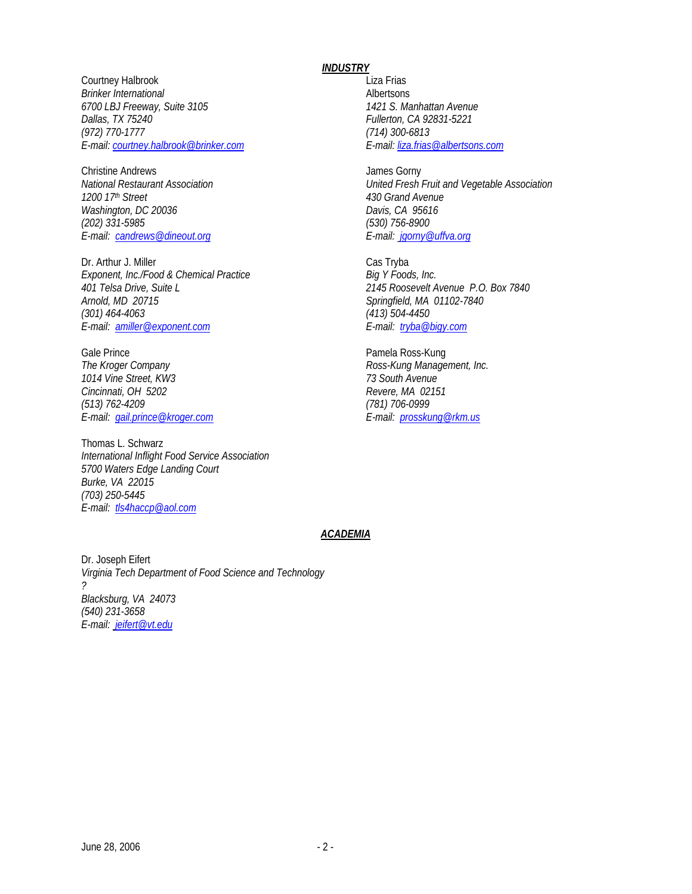### ***INDUSTRY***

Courtney Halbrook
*Brinker International*
*6700 LBJ Freeway, Suite 3105*
*Dallas, TX 75240*
*(972) 770-1777*
*E-mail: courtney.halbrook@brinker.com*

Christine Andrews
*National Restaurant Association*
*1200 17th Street*
*Washington, DC 20036*
*(202) 331-5985*
*E-mail: candrews@dineout.org*

Dr. Arthur J. Miller
*Exponent, Inc./Food & Chemical Practice*
*401 Telsa Drive, Suite L*
*Arnold, MD 20715*
*(301) 464-4063*
*E-mail: amiller@exponent.com*

Gale Prince
*The Kroger Company*
*1014 Vine Street, KW3*
*Cincinnati, OH 5202*
*(513) 762-4209*
*E-mail: gail.prince@kroger.com*

Thomas L. Schwarz
*International Inflight Food Service Association*
*5700 Waters Edge Landing Court*
*Burke, VA 22015*
*(703) 250-5445*
*E-mail: tls4haccp@aol.com*

Liza Frias
Albertsons
*1421 S. Manhattan Avenue*
*Fullerton, CA 92831-5221*
*(714) 300-6813*
*E-mail: liza.frias@albertsons.com*

James Gorny
*United Fresh Fruit and Vegetable Association*
*430 Grand Avenue*
*Davis, CA 95616*
*(530) 756-8900*
*E-mail: jgorny@uffva.org*

Cas Tryba
*Big Y Foods, Inc.*
*2145 Roosevelt Avenue P.O. Box 7840*
*Springfield, MA 01102-7840*
*(413) 504-4450*
*E-mail: tryba@bigy.com*

Pamela Ross-Kung
*Ross-Kung Management, Inc.*
*73 South Avenue*
*Revere, MA 02151*
*(781) 706-0999*
*E-mail: prosskung@rkm.us*

### ***ACADEMIA***

Dr. Joseph Eifert
*Virginia Tech Department of Food Science and Technology*
*?*
*Blacksburg, VA 24073*
*(540) 231-3658*
*E-mail: jeifert@vt.edu*

June 28, 2006